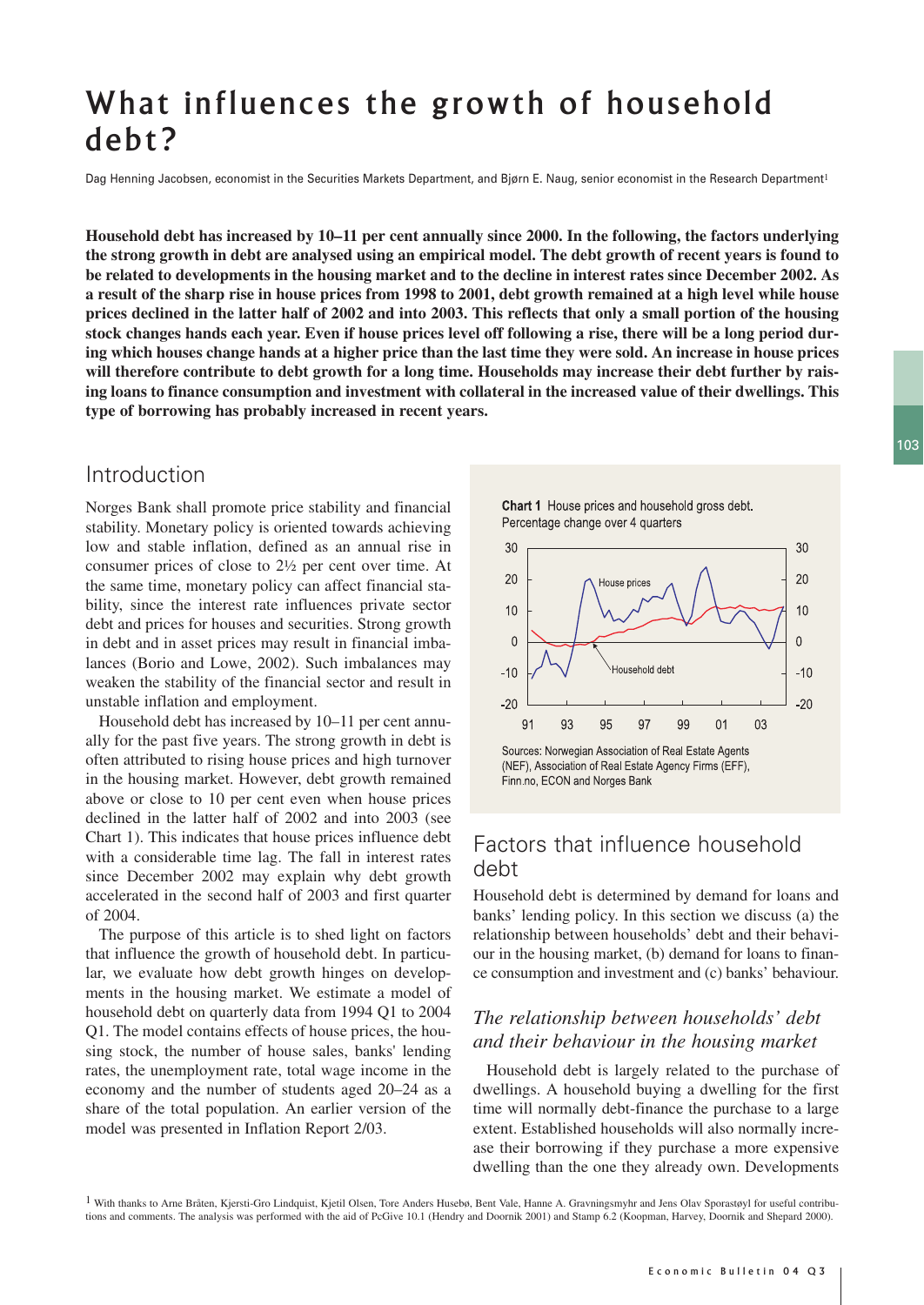# What influences the growth of household debt?

Dag Henning Jacobsen, economist in the Securities Markets Department, and Bjørn E. Naug, senior economist in the Research Department[1]

**Household debt has increased by 10–11 per cent annually since 2000. In the following, the factors underlying the strong growth in debt are analysed using an empirical model. The debt growth of recent years is found to be related to developments in the housing market and to the decline in interest rates since December 2002. As a result of the sharp rise in house prices from 1998 to 2001, debt growth remained at a high level while house prices declined in the latter half of 2002 and into 2003. This reflects that only a small portion of the housing stock changes hands each year. Even if house prices level off following a rise, there will be a long period during which houses change hands at a higher price than the last time they were sold. An increase in house prices will therefore contribute to debt growth for a long time. Households may increase their debt further by raising loans to finance consumption and investment with collateral in the increased value of their dwellings. This type of borrowing has probably increased in recent years.**

## Introduction

Norges Bank shall promote price stability and financial stability. Monetary policy is oriented towards achieving low and stable inflation, defined as an annual rise in consumer prices of close to 2½ per cent over time. At the same time, monetary policy can affect financial stability, since the interest rate influences private sector debt and prices for houses and securities. Strong growth in debt and in asset prices may result in financial imbalances (Borio and Lowe, 2002). Such imbalances may weaken the stability of the financial sector and result in unstable inflation and employment.

Household debt has increased by 10–11 per cent annually for the past five years. The strong growth in debt is often attributed to rising house prices and high turnover in the housing market. However, debt growth remained above or close to 10 per cent even when house prices declined in the latter half of 2002 and into 2003 (see Chart 1). This indicates that house prices influence debt with a considerable time lag. The fall in interest rates since December 2002 may explain why debt growth accelerated in the second half of 2003 and first quarter of 2004.

The purpose of this article is to shed light on factors that influence the growth of household debt. In particular, we evaluate how debt growth hinges on developments in the housing market. We estimate a model of household debt on quarterly data from 1994 Q1 to 2004 Q1. The model contains effects of house prices, the housing stock, the number of house sales, banks' lending rates, the unemployment rate, total wage income in the economy and the number of students aged 20–24 as a share of the total population. An earlier version of the model was presented in Inflation Report 2/03.

**Chart 1** House prices and household gross debt. Percentage change over 4 quarters

Sources: Norwegian Association of Real Estate Agents (NEF), Association of Real Estate Agency Firms (EFF), Finn.no, ECON and Norges Bank

## Factors that influence household debt

Household debt is determined by demand for loans and banks' lending policy. In this section we discuss (a) the relationship between households' debt and their behaviour in the housing market, (b) demand for loans to finance consumption and investment and (c) banks' behaviour.

### *The relationship between households' debt and their behaviour in the housing market*

Household debt is largely related to the purchase of dwellings. A household buying a dwelling for the first time will normally debt-finance the purchase to a large extent. Established households will also normally increase their borrowing if they purchase a more expensive dwelling than the one they already own. Developments

[1] With thanks to Arne Bråten, Kjersti-Gro Lindquist, Kjetil Olsen, Tore Anders Husebø, Bent Vale, Hanne A. Gravningsmyhr and Jens Olav Sporastøyl for useful contributions and comments. The analysis was performed with the aid of PcGive 10.1 (Hendry and Doornik 2001) and Stamp 6.2 (Koopman, Harvey, Doornik and Shepard 2000).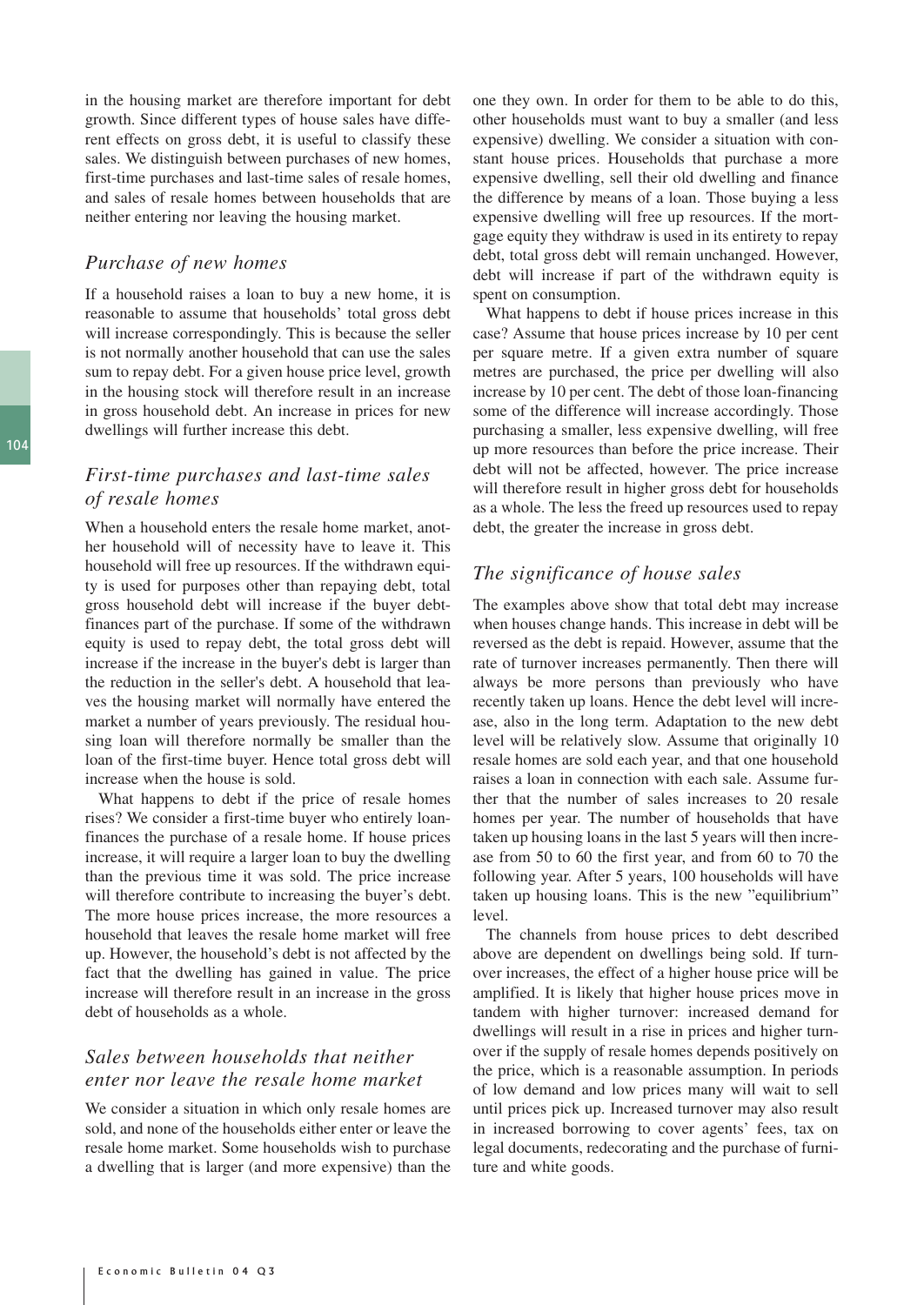in the housing market are therefore important for debt growth. Since different types of house sales have different effects on gross debt, it is useful to classify these sales. We distinguish between purchases of new homes, first-time purchases and last-time sales of resale homes, and sales of resale homes between households that are neither entering nor leaving the housing market.

## *Purchase of new homes*

If a household raises a loan to buy a new home, it is reasonable to assume that households' total gross debt will increase correspondingly. This is because the seller is not normally another household that can use the sales sum to repay debt. For a given house price level, growth in the housing stock will therefore result in an increase in gross household debt. An increase in prices for new dwellings will further increase this debt.

## *First-time purchases and last-time sales of resale homes*

When a household enters the resale home market, another household will of necessity have to leave it. This household will free up resources. If the withdrawn equity is used for purposes other than repaying debt, total gross household debt will increase if the buyer debt-finances part of the purchase. If some of the withdrawn equity is used to repay debt, the total gross debt will increase if the increase in the buyer's debt is larger than the reduction in the seller's debt. A household that leaves the housing market will normally have entered the market a number of years previously. The residual housing loan will therefore normally be smaller than the loan of the first-time buyer. Hence total gross debt will increase when the house is sold.

What happens to debt if the price of resale homes rises? We consider a first-time buyer who entirely loan-finances the purchase of a resale home. If house prices increase, it will require a larger loan to buy the dwelling than the previous time it was sold. The price increase will therefore contribute to increasing the buyer's debt. The more house prices increase, the more resources a household that leaves the resale home market will free up. However, the household's debt is not affected by the fact that the dwelling has gained in value. The price increase will therefore result in an increase in the gross debt of households as a whole.

## *Sales between households that neither enter nor leave the resale home market*

We consider a situation in which only resale homes are sold, and none of the households either enter or leave the resale home market. Some households wish to purchase a dwelling that is larger (and more expensive) than the one they own. In order for them to be able to do this, other households must want to buy a smaller (and less expensive) dwelling. We consider a situation with constant house prices. Households that purchase a more expensive dwelling, sell their old dwelling and finance the difference by means of a loan. Those buying a less expensive dwelling will free up resources. If the mortgage equity they withdraw is used in its entirety to repay debt, total gross debt will remain unchanged. However, debt will increase if part of the withdrawn equity is spent on consumption.

What happens to debt if house prices increase in this case? Assume that house prices increase by 10 per cent per square metre. If a given extra number of square metres are purchased, the price per dwelling will also increase by 10 per cent. The debt of those loan-financing some of the difference will increase accordingly. Those purchasing a smaller, less expensive dwelling, will free up more resources than before the price increase. Their debt will not be affected, however. The price increase will therefore result in higher gross debt for households as a whole. The less the freed up resources used to repay debt, the greater the increase in gross debt.

## *The significance of house sales*

The examples above show that total debt may increase when houses change hands. This increase in debt will be reversed as the debt is repaid. However, assume that the rate of turnover increases permanently. Then there will always be more persons than previously who have recently taken up loans. Hence the debt level will increase, also in the long term. Adaptation to the new debt level will be relatively slow. Assume that originally 10 resale homes are sold each year, and that one household raises a loan in connection with each sale. Assume further that the number of sales increases to 20 resale homes per year. The number of households that have taken up housing loans in the last 5 years will then increase from 50 to 60 the first year, and from 60 to 70 the following year. After 5 years, 100 households will have taken up housing loans. This is the new "equilibrium" level.

The channels from house prices to debt described above are dependent on dwellings being sold. If turnover increases, the effect of a higher house price will be amplified. It is likely that higher house prices move in tandem with higher turnover: increased demand for dwellings will result in a rise in prices and higher turnover if the supply of resale homes depends positively on the price, which is a reasonable assumption. In periods of low demand and low prices many will wait to sell until prices pick up. Increased turnover may also result in increased borrowing to cover agents' fees, tax on legal documents, redecorating and the purchase of furniture and white goods.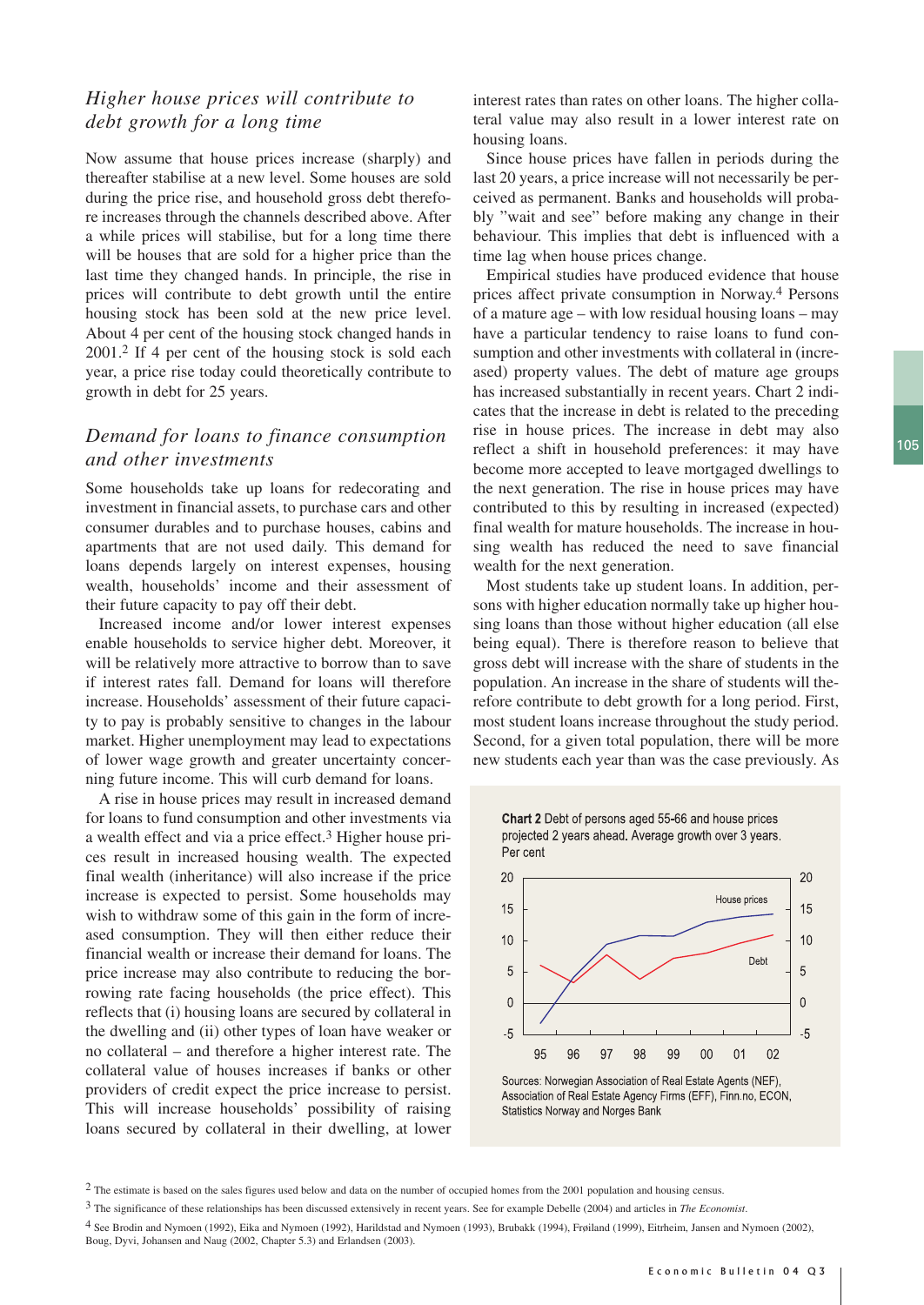### *Higher house prices will contribute to debt growth for a long time*

Now assume that house prices increase (sharply) and thereafter stabilise at a new level. Some houses are sold during the price rise, and household gross debt therefore increases through the channels described above. After a while prices will stabilise, but for a long time there will be houses that are sold for a higher price than the last time they changed hands. In principle, the rise in prices will contribute to debt growth until the entire housing stock has been sold at the new price level. About 4 per cent of the housing stock changed hands in 2001.[2] If 4 per cent of the housing stock is sold each year, a price rise today could theoretically contribute to growth in debt for 25 years.

### *Demand for loans to finance consumption and other investments*

Some households take up loans for redecorating and investment in financial assets, to purchase cars and other consumer durables and to purchase houses, cabins and apartments that are not used daily. This demand for loans depends largely on interest expenses, housing wealth, households' income and their assessment of their future capacity to pay off their debt.

Increased income and/or lower interest expenses enable households to service higher debt. Moreover, it will be relatively more attractive to borrow than to save if interest rates fall. Demand for loans will therefore increase. Households' assessment of their future capacity to pay is probably sensitive to changes in the labour market. Higher unemployment may lead to expectations of lower wage growth and greater uncertainty concerning future income. This will curb demand for loans.

A rise in house prices may result in increased demand for loans to fund consumption and other investments via a wealth effect and via a price effect.[3] Higher house prices result in increased housing wealth. The expected final wealth (inheritance) will also increase if the price increase is expected to persist. Some households may wish to withdraw some of this gain in the form of increased consumption. They will then either reduce their financial wealth or increase their demand for loans. The price increase may also contribute to reducing the borrowing rate facing households (the price effect). This reflects that (i) housing loans are secured by collateral in the dwelling and (ii) other types of loan have weaker or no collateral – and therefore a higher interest rate. The collateral value of houses increases if banks or other providers of credit expect the price increase to persist. This will increase households' possibility of raising loans secured by collateral in their dwelling, at lower interest rates than rates on other loans. The higher collateral value may also result in a lower interest rate on housing loans.

Since house prices have fallen in periods during the last 20 years, a price increase will not necessarily be perceived as permanent. Banks and households will probably "wait and see" before making any change in their behaviour. This implies that debt is influenced with a time lag when house prices change.

Empirical studies have produced evidence that house prices affect private consumption in Norway.[4] Persons of a mature age – with low residual housing loans – may have a particular tendency to raise loans to fund consumption and other investments with collateral in (increased) property values. The debt of mature age groups has increased substantially in recent years. Chart 2 indicates that the increase in debt is related to the preceding rise in house prices. The increase in debt may also reflect a shift in household preferences: it may have become more accepted to leave mortgaged dwellings to the next generation. The rise in house prices may have contributed to this by resulting in increased (expected) final wealth for mature households. The increase in housing wealth has reduced the need to save financial wealth for the next generation.

Most students take up student loans. In addition, persons with higher education normally take up higher housing loans than those without higher education (all else being equal). There is therefore reason to believe that gross debt will increase with the share of students in the population. An increase in the share of students will therefore contribute to debt growth for a long period. First, most student loans increase throughout the study period. Second, for a given total population, there will be more new students each year than was the case previously. As

**Chart 2** Debt of persons aged 55-66 and house prices projected 2 years ahead. Average growth over 3 years. Per cent

Sources: Norwegian Association of Real Estate Agents (NEF), Association of Real Estate Agency Firms (EFF), Finn.no, ECON, Statistics Norway and Norges Bank

---

[2] The estimate is based on the sales figures used below and data on the number of occupied homes from the 2001 population and housing census.

[3] The significance of these relationships has been discussed extensively in recent years. See for example Debelle (2004) and articles in *The Economist*.

[4] See Brodin and Nymoen (1992), Eika and Nymoen (1992), Harildstad and Nymoen (1993), Brubakk (1994), Frøiland (1999), Eitrheim, Jansen and Nymoen (2002), Boug, Dyvi, Johansen and Naug (2002, Chapter 5.3) and Erlandsen (2003).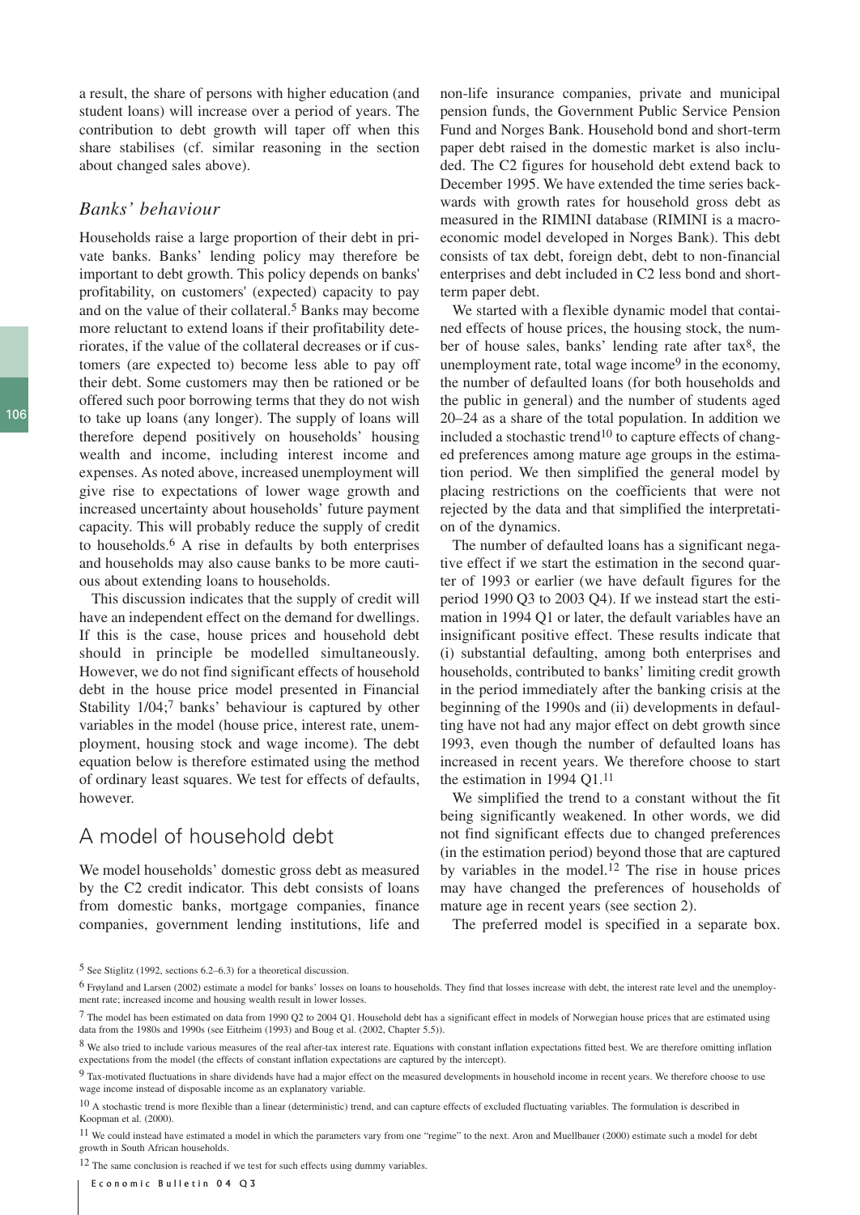a result, the share of persons with higher education (and student loans) will increase over a period of years. The contribution to debt growth will taper off when this share stabilises (cf. similar reasoning in the section about changed sales above).

### *Banks' behaviour*

Households raise a large proportion of their debt in private banks. Banks' lending policy may therefore be important to debt growth. This policy depends on banks' profitability, on customers' (expected) capacity to pay and on the value of their collateral.[5] Banks may become more reluctant to extend loans if their profitability deteriorates, if the value of the collateral decreases or if customers (are expected to) become less able to pay off their debt. Some customers may then be rationed or be offered such poor borrowing terms that they do not wish to take up loans (any longer). The supply of loans will therefore depend positively on households' housing wealth and income, including interest income and expenses. As noted above, increased unemployment will give rise to expectations of lower wage growth and increased uncertainty about households' future payment capacity. This will probably reduce the supply of credit to households.[6] A rise in defaults by both enterprises and households may also cause banks to be more cautious about extending loans to households.

This discussion indicates that the supply of credit will have an independent effect on the demand for dwellings. If this is the case, house prices and household debt should in principle be modelled simultaneously. However, we do not find significant effects of household debt in the house price model presented in Financial Stability 1/04;[7] banks' behaviour is captured by other variables in the model (house price, interest rate, unemployment, housing stock and wage income). The debt equation below is therefore estimated using the method of ordinary least squares. We test for effects of defaults, however.

## A model of household debt

We model households' domestic gross debt as measured by the C2 credit indicator. This debt consists of loans from domestic banks, mortgage companies, finance companies, government lending institutions, life and non-life insurance companies, private and municipal pension funds, the Government Public Service Pension Fund and Norges Bank. Household bond and short-term paper debt raised in the domestic market is also included. The C2 figures for household debt extend back to December 1995. We have extended the time series backwards with growth rates for household gross debt as measured in the RIMINI database (RIMINI is a macroeconomic model developed in Norges Bank). This debt consists of tax debt, foreign debt, debt to non-financial enterprises and debt included in C2 less bond and short-term paper debt.

We started with a flexible dynamic model that contained effects of house prices, the housing stock, the number of house sales, banks' lending rate after tax[8], the unemployment rate, total wage income[9] in the economy, the number of defaulted loans (for both households and the public in general) and the number of students aged 20–24 as a share of the total population. In addition we included a stochastic trend[10] to capture effects of changed preferences among mature age groups in the estimation period. We then simplified the general model by placing restrictions on the coefficients that were not rejected by the data and that simplified the interpretation of the dynamics.

The number of defaulted loans has a significant negative effect if we start the estimation in the second quarter of 1993 or earlier (we have default figures for the period 1990 Q3 to 2003 Q4). If we instead start the estimation in 1994 Q1 or later, the default variables have an insignificant positive effect. These results indicate that (i) substantial defaulting, among both enterprises and households, contributed to banks' limiting credit growth in the period immediately after the banking crisis at the beginning of the 1990s and (ii) developments in defaulting have not had any major effect on debt growth since 1993, even though the number of defaulted loans has increased in recent years. We therefore choose to start the estimation in 1994 Q1.[11]

We simplified the trend to a constant without the fit being significantly weakened. In other words, we did not find significant effects due to changed preferences (in the estimation period) beyond those that are captured by variables in the model.[12] The rise in house prices may have changed the preferences of households of mature age in recent years (see section 2).

The preferred model is specified in a separate box.

[5] See Stiglitz (1992, sections 6.2–6.3) for a theoretical discussion.

[6] Frøyland and Larsen (2002) estimate a model for banks' losses on loans to households. They find that losses increase with debt, the interest rate level and the unemployment rate; increased income and housing wealth result in lower losses.

[7] The model has been estimated on data from 1990 Q2 to 2004 Q1. Household debt has a significant effect in models of Norwegian house prices that are estimated using data from the 1980s and 1990s (see Eitrheim (1993) and Boug et al. (2002, Chapter 5.5)).

[8] We also tried to include various measures of the real after-tax interest rate. Equations with constant inflation expectations fitted best. We are therefore omitting inflation expectations from the model (the effects of constant inflation expectations are captured by the intercept).

[9] Tax-motivated fluctuations in share dividends have had a major effect on the measured developments in household income in recent years. We therefore choose to use wage income instead of disposable income as an explanatory variable.

[10] A stochastic trend is more flexible than a linear (deterministic) trend, and can capture effects of excluded fluctuating variables. The formulation is described in Koopman et al. (2000).

[11] We could instead have estimated a model in which the parameters vary from one "regime" to the next. Aron and Muellbauer (2000) estimate such a model for debt growth in South African households.

[12] The same conclusion is reached if we test for such effects using dummy variables.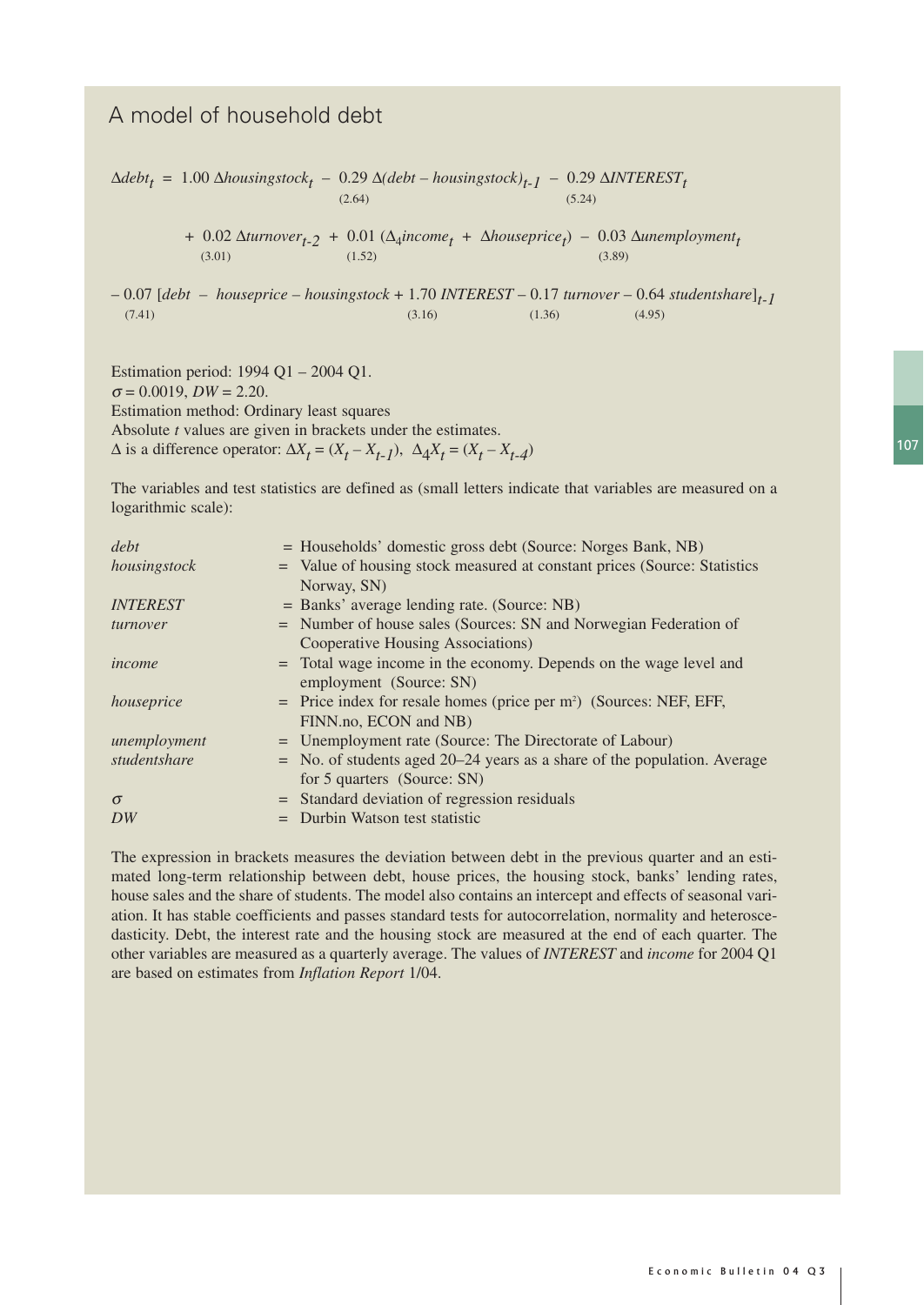## A model of household debt

$$
\begin{aligned}
\Delta debt_t = {} & 1.00\ \Delta housingstock_t \; - \underset{(2.64)}{0.29}\ \Delta(debt - housingstock)_{t-1} \; - \underset{(5.24)}{0.29}\ \Delta INTEREST_t \\
& + \underset{(3.01)}{0.02}\ \Delta turnover_{t-2} \; + \underset{(1.52)}{0.01}\ (\Delta_4 income_t + \Delta houseprice_t) \; - \underset{(3.89)}{0.03}\ \Delta unemployment_t \\
& - \underset{(7.41)}{0.07}\ [debt - houseprice - housingstock + \underset{(3.16)}{1.70}\ INTEREST - \underset{(1.36)}{0.17}\ turnover - \underset{(4.95)}{0.64}\ studentshare]_{t-1}
\end{aligned}
$$

Estimation period: 1994 Q1 – 2004 Q1.
$\sigma = 0.0019$, $DW = 2.20$.
Estimation method: Ordinary least squares
Absolute *t* values are given in brackets under the estimates.
$\Delta$ is a difference operator: $\Delta X_t = (X_t - X_{t-1})$, $\Delta_4 X_t = (X_t - X_{t-4})$

The variables and test statistics are defined as (small letters indicate that variables are measured on a logarithmic scale):

| | |
|---|---|
| *debt* | = Households' domestic gross debt (Source: Norges Bank, NB) |
| *housingstock* | = Value of housing stock measured at constant prices (Source: Statistics Norway, SN) |
| *INTEREST* | = Banks' average lending rate. (Source: NB) |
| *turnover* | = Number of house sales (Sources: SN and Norwegian Federation of Cooperative Housing Associations) |
| *income* | = Total wage income in the economy. Depends on the wage level and employment (Source: SN) |
| *houseprice* | = Price index for resale homes (price per m²) (Sources: NEF, EFF, FINN.no, ECON and NB) |
| *unemployment* | = Unemployment rate (Source: The Directorate of Labour) |
| *studentshare* | = No. of students aged 20–24 years as a share of the population. Average for 5 quarters (Source: SN) |
| $\sigma$ | = Standard deviation of regression residuals |
| *DW* | = Durbin Watson test statistic |

The expression in brackets measures the deviation between debt in the previous quarter and an estimated long-term relationship between debt, house prices, the housing stock, banks' lending rates, house sales and the share of students. The model also contains an intercept and effects of seasonal variation. It has stable coefficients and passes standard tests for autocorrelation, normality and heteroscedasticity. Debt, the interest rate and the housing stock are measured at the end of each quarter. The other variables are measured as a quarterly average. The values of *INTEREST* and *income* for 2004 Q1 are based on estimates from *Inflation Report* 1/04.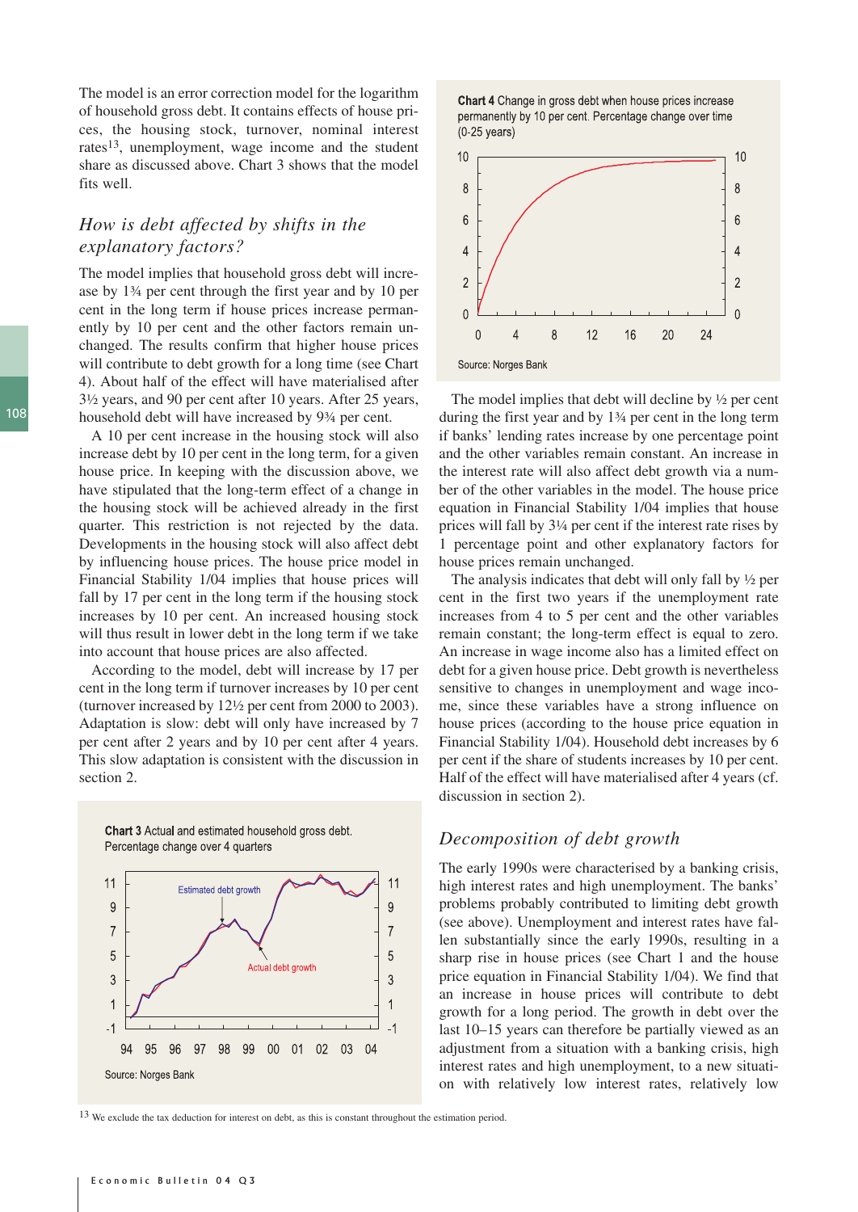The model is an error correction model for the logarithm of household gross debt. It contains effects of house prices, the housing stock, turnover, nominal interest rates[13], unemployment, wage income and the student share as discussed above. Chart 3 shows that the model fits well.

## *How is debt affected by shifts in the explanatory factors?*

The model implies that household gross debt will increase by 1¾ per cent through the first year and by 10 per cent in the long term if house prices increase permanently by 10 per cent and the other factors remain unchanged. The results confirm that higher house prices will contribute to debt growth for a long time (see Chart 4). About half of the effect will have materialised after 3½ years, and 90 per cent after 10 years. After 25 years, household debt will have increased by 9¾ per cent.

A 10 per cent increase in the housing stock will also increase debt by 10 per cent in the long term, for a given house price. In keeping with the discussion above, we have stipulated that the long-term effect of a change in the housing stock will be achieved already in the first quarter. This restriction is not rejected by the data. Developments in the housing stock will also affect debt by influencing house prices. The house price model in Financial Stability 1/04 implies that house prices will fall by 17 per cent in the long term if the housing stock increases by 10 per cent. An increased housing stock will thus result in lower debt in the long term if we take into account that house prices are also affected.

According to the model, debt will increase by 17 per cent in the long term if turnover increases by 10 per cent (turnover increased by 12½ per cent from 2000 to 2003). Adaptation is slow: debt will only have increased by 7 per cent after 2 years and by 10 per cent after 4 years. This slow adaptation is consistent with the discussion in section 2.

**Chart 3** Actual and estimated household gross debt. Percentage change over 4 quarters

Source: Norges Bank

**Chart 4** Change in gross debt when house prices increase permanently by 10 per cent. Percentage change over time (0-25 years)

Source: Norges Bank

The model implies that debt will decline by ½ per cent during the first year and by 1¾ per cent in the long term if banks' lending rates increase by one percentage point and the other variables remain constant. An increase in the interest rate will also affect debt growth via a number of the other variables in the model. The house price equation in Financial Stability 1/04 implies that house prices will fall by 3¼ per cent if the interest rate rises by 1 percentage point and other explanatory factors for house prices remain unchanged.

The analysis indicates that debt will only fall by ½ per cent in the first two years if the unemployment rate increases from 4 to 5 per cent and the other variables remain constant; the long-term effect is equal to zero. An increase in wage income also has a limited effect on debt for a given house price. Debt growth is nevertheless sensitive to changes in unemployment and wage income, since these variables have a strong influence on house prices (according to the house price equation in Financial Stability 1/04). Household debt increases by 6 per cent if the share of students increases by 10 per cent. Half of the effect will have materialised after 4 years (cf. discussion in section 2).

## *Decomposition of debt growth*

The early 1990s were characterised by a banking crisis, high interest rates and high unemployment. The banks' problems probably contributed to limiting debt growth (see above). Unemployment and interest rates have fallen substantially since the early 1990s, resulting in a sharp rise in house prices (see Chart 1 and the house price equation in Financial Stability 1/04). We find that an increase in house prices will contribute to debt growth for a long period. The growth in debt over the last 10–15 years can therefore be partially viewed as an adjustment from a situation with a banking crisis, high interest rates and high unemployment, to a new situation with relatively low interest rates, relatively low

[13] We exclude the tax deduction for interest on debt, as this is constant throughout the estimation period.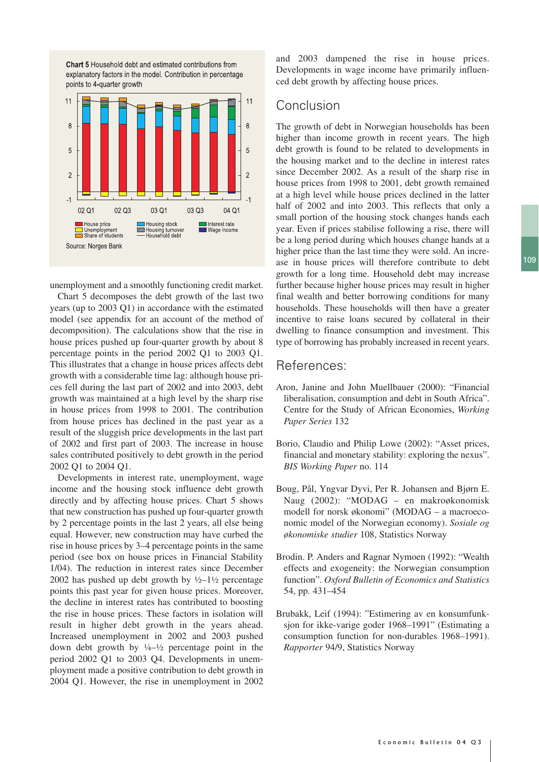**Chart 5** Household debt and estimated contributions from explanatory factors in the model. Contribution in percentage points to 4-quarter growth

Source: Norges Bank

unemployment and a smoothly functioning credit market.

Chart 5 decomposes the debt growth of the last two years (up to 2003 Q1) in accordance with the estimated model (see appendix for an account of the method of decomposition). The calculations show that the rise in house prices pushed up four-quarter growth by about 8 percentage points in the period 2002 Q1 to 2003 Q1. This illustrates that a change in house prices affects debt growth with a considerable time lag: although house prices fell during the last part of 2002 and into 2003, debt growth was maintained at a high level by the sharp rise in house prices from 1998 to 2001. The contribution from house prices has declined in the past year as a result of the sluggish price developments in the last part of 2002 and first part of 2003. The increase in house sales contributed positively to debt growth in the period 2002 Q1 to 2004 Q1.

Developments in interest rate, unemployment, wage income and the housing stock influence debt growth directly and by affecting house prices. Chart 5 shows that new construction has pushed up four-quarter growth by 2 percentage points in the last 2 years, all else being equal. However, new construction may have curbed the rise in house prices by 3–4 percentage points in the same period (see box on house prices in Financial Stability 1/04). The reduction in interest rates since December 2002 has pushed up debt growth by ½–1½ percentage points this past year for given house prices. Moreover, the decline in interest rates has contributed to boosting the rise in house prices. These factors in isolation will result in higher debt growth in the years ahead. Increased unemployment in 2002 and 2003 pushed down debt growth by ¼–½ percentage point in the period 2002 Q1 to 2003 Q4. Developments in unemployment made a positive contribution to debt growth in 2004 Q1. However, the rise in unemployment in 2002 and 2003 dampened the rise in house prices. Developments in wage income have primarily influenced debt growth by affecting house prices.

## Conclusion

The growth of debt in Norwegian households has been higher than income growth in recent years. The high debt growth is found to be related to developments in the housing market and to the decline in interest rates since December 2002. As a result of the sharp rise in house prices from 1998 to 2001, debt growth remained at a high level while house prices declined in the latter half of 2002 and into 2003. This reflects that only a small portion of the housing stock changes hands each year. Even if prices stabilise following a rise, there will be a long period during which houses change hands at a higher price than the last time they were sold. An increase in house prices will therefore contribute to debt growth for a long time. Household debt may increase further because higher house prices may result in higher final wealth and better borrowing conditions for many households. These households will then have a greater incentive to raise loans secured by collateral in their dwelling to finance consumption and investment. This type of borrowing has probably increased in recent years.

## References:

Aron, Janine and John Muellbauer (2000): "Financial liberalisation, consumption and debt in South Africa". Centre for the Study of African Economies, *Working Paper Series* 132

Borio, Claudio and Philip Lowe (2002): "Asset prices, financial and monetary stability: exploring the nexus". *BIS Working Paper* no. 114

Boug, Pål, Yngvar Dyvi, Per R. Johansen and Bjørn E. Naug (2002): "MODAG – en makroøkonomisk modell for norsk økonomi" (MODAG – a macroeconomic model of the Norwegian economy). *Sosiale og økonomiske studier* 108, Statistics Norway

Brodin. P. Anders and Ragnar Nymoen (1992): "Wealth effects and exogeneity: the Norwegian consumption function". *Oxford Bulletin of Economics and Statistics* 54, pp. 431–454

Brubakk, Leif (1994): "Estimering av en konsumfunksjon for ikke-varige goder 1968–1991" (Estimating a consumption function for non-durables 1968–1991). *Rapporter* 94/9, Statistics Norway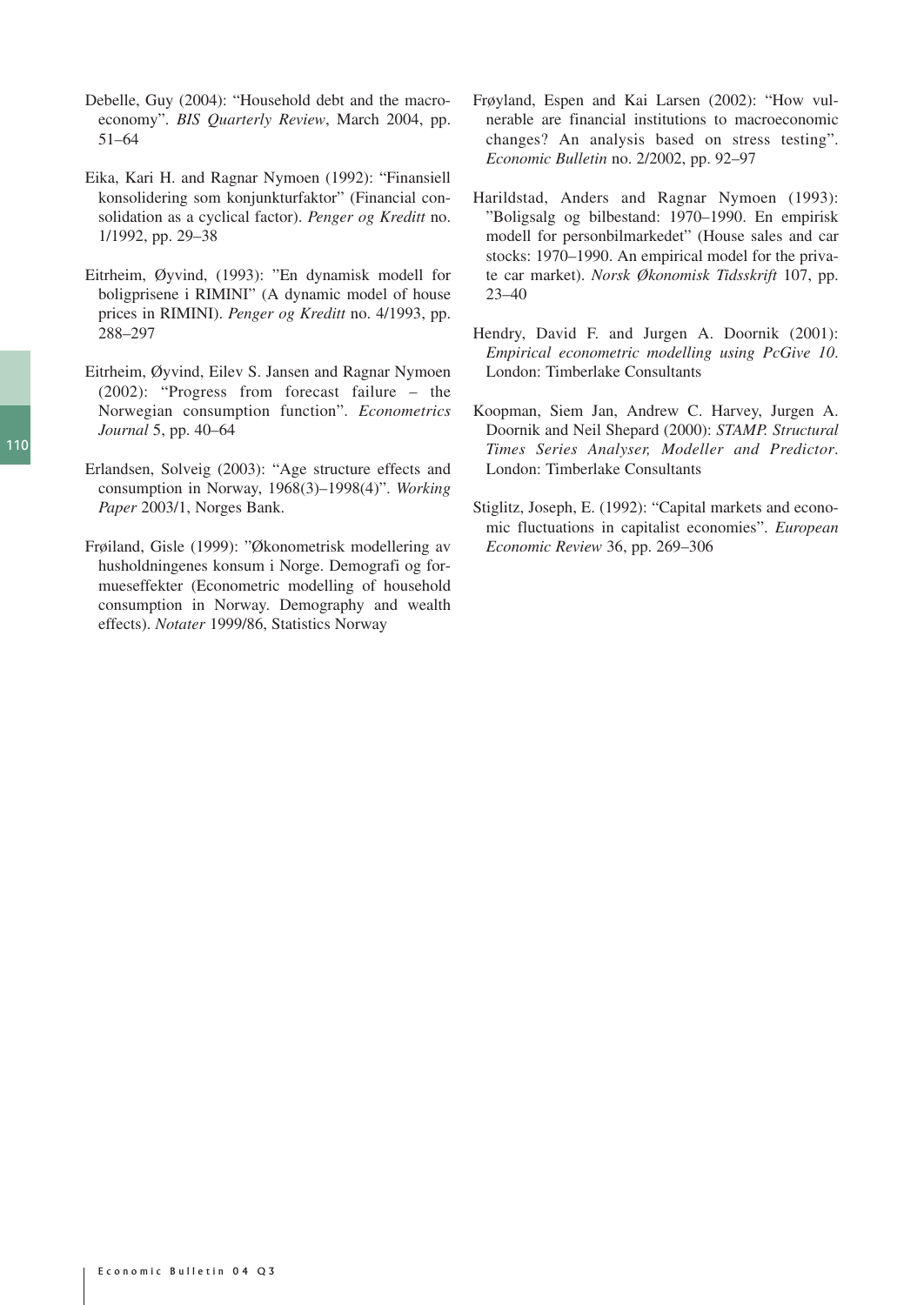Debelle, Guy (2004): "Household debt and the macroeconomy". *BIS Quarterly Review*, March 2004, pp. 51–64

Eika, Kari H. and Ragnar Nymoen (1992): "Finansiell konsolidering som konjunkturfaktor" (Financial consolidation as a cyclical factor). *Penger og Kreditt* no. 1/1992, pp. 29–38

Eitrheim, Øyvind, (1993): "En dynamisk modell for boligprisene i RIMINI" (A dynamic model of house prices in RIMINI). *Penger og Kreditt* no. 4/1993, pp. 288–297

Eitrheim, Øyvind, Eilev S. Jansen and Ragnar Nymoen (2002): "Progress from forecast failure – the Norwegian consumption function". *Econometrics Journal* 5, pp. 40–64

Erlandsen, Solveig (2003): "Age structure effects and consumption in Norway, 1968(3)–1998(4)". *Working Paper* 2003/1, Norges Bank.

Frøiland, Gisle (1999): "Økonometrisk modellering av husholdningenes konsum i Norge. Demografi og formueseffekter (Econometric modelling of household consumption in Norway. Demography and wealth effects). *Notater* 1999/86, Statistics Norway

Frøyland, Espen and Kai Larsen (2002): "How vulnerable are financial institutions to macroeconomic changes? An analysis based on stress testing". *Economic Bulletin* no. 2/2002, pp. 92–97

Harildstad, Anders and Ragnar Nymoen (1993): "Boligsalg og bilbestand: 1970–1990. En empirisk modell for personbilmarkedet" (House sales and car stocks: 1970–1990. An empirical model for the private car market). *Norsk Økonomisk Tidsskrift* 107, pp. 23–40

Hendry, David F. and Jurgen A. Doornik (2001): *Empirical econometric modelling using PcGive 10*. London: Timberlake Consultants

Koopman, Siem Jan, Andrew C. Harvey, Jurgen A. Doornik and Neil Shepard (2000): *STAMP. Structural Times Series Analyser, Modeller and Predictor*. London: Timberlake Consultants

Stiglitz, Joseph, E. (1992): "Capital markets and economic fluctuations in capitalist economies". *European Economic Review* 36, pp. 269–306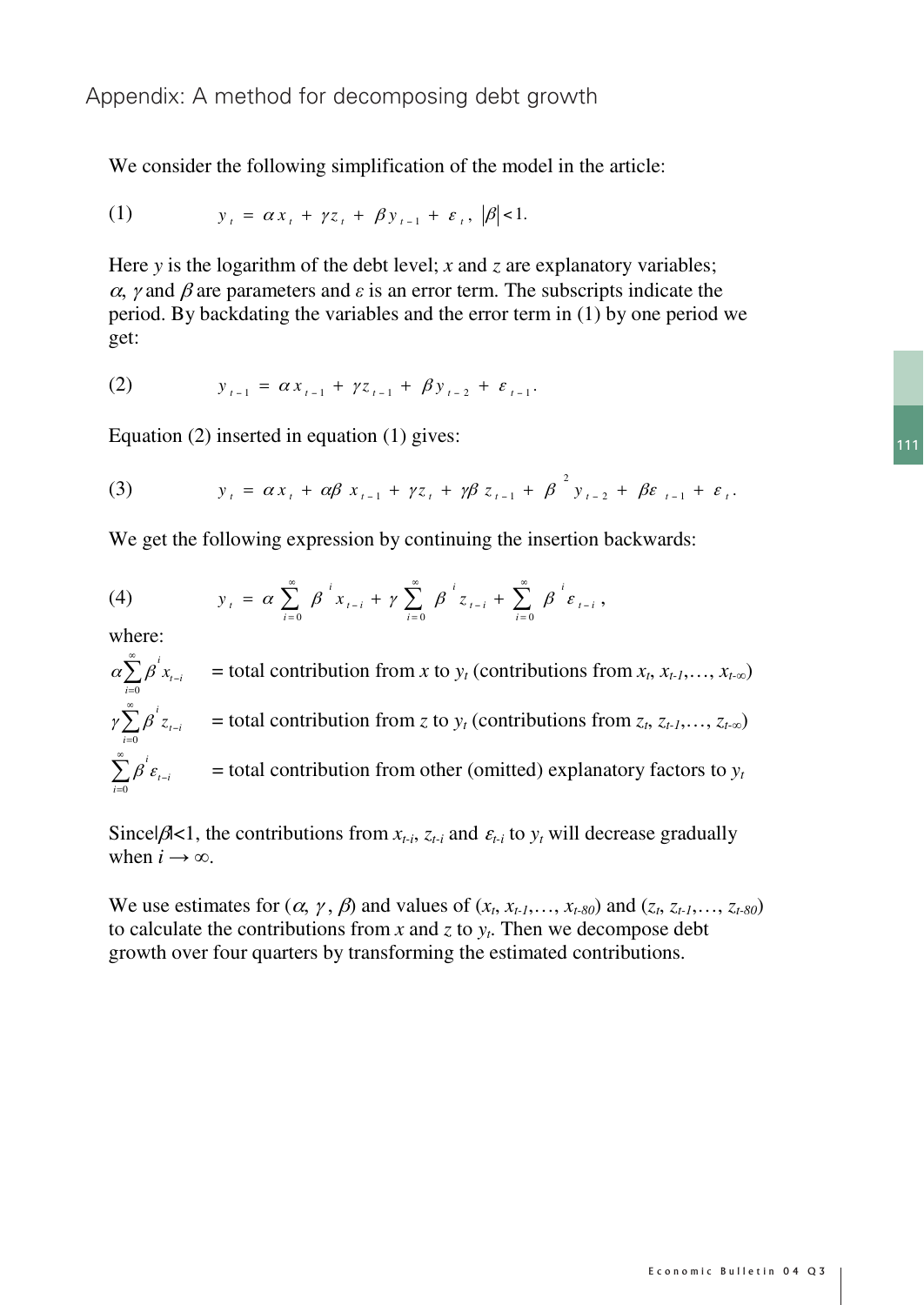## Appendix: A method for decomposing debt growth

We consider the following simplification of the model in the article:

$$(1) \qquad y_t = \alpha x_t + \gamma z_t + \beta y_{t-1} + \varepsilon_t, \; |\beta| < 1.$$

Here $y$ is the logarithm of the debt level; $x$ and $z$ are explanatory variables; $\alpha$, $\gamma$ and $\beta$ are parameters and $\varepsilon$ is an error term. The subscripts indicate the period. By backdating the variables and the error term in (1) by one period we get:

$$(2) \qquad y_{t-1} = \alpha x_{t-1} + \gamma z_{t-1} + \beta y_{t-2} + \varepsilon_{t-1}.$$

Equation (2) inserted in equation (1) gives:

$$(3) \qquad y_t = \alpha x_t + \alpha\beta\, x_{t-1} + \gamma z_t + \gamma\beta\, z_{t-1} + \beta^2 y_{t-2} + \beta\varepsilon_{t-1} + \varepsilon_t.$$

We get the following expression by continuing the insertion backwards:

$$(4) \qquad y_t = \alpha \sum_{i=0}^{\infty} \beta^i x_{t-i} + \gamma \sum_{i=0}^{\infty} \beta^i z_{t-i} + \sum_{i=0}^{\infty} \beta^i \varepsilon_{t-i},$$

where:

$\alpha \sum_{i=0}^{\infty} \beta^i x_{t-i}$ = total contribution from $x$ to $y_t$ (contributions from $x_t, x_{t-1}, \ldots, x_{t-\infty}$)

$\gamma \sum_{i=0}^{\infty} \beta^i z_{t-i}$ = total contribution from $z$ to $y_t$ (contributions from $z_t, z_{t-1}, \ldots, z_{t-\infty}$)

$\sum_{i=0}^{\infty} \beta^i \varepsilon_{t-i}$ = total contribution from other (omitted) explanatory factors to $y_t$

Since $|\beta| < 1$, the contributions from $x_{t-i}$, $z_{t-i}$ and $\varepsilon_{t-i}$ to $y_t$ will decrease gradually when $i \rightarrow \infty$.

We use estimates for ($\alpha$, $\gamma$, $\beta$) and values of ($x_t, x_{t-1}, \ldots, x_{t-80}$) and ($z_t, z_{t-1}, \ldots, z_{t-80}$) to calculate the contributions from $x$ and $z$ to $y_t$. Then we decompose debt growth over four quarters by transforming the estimated contributions.